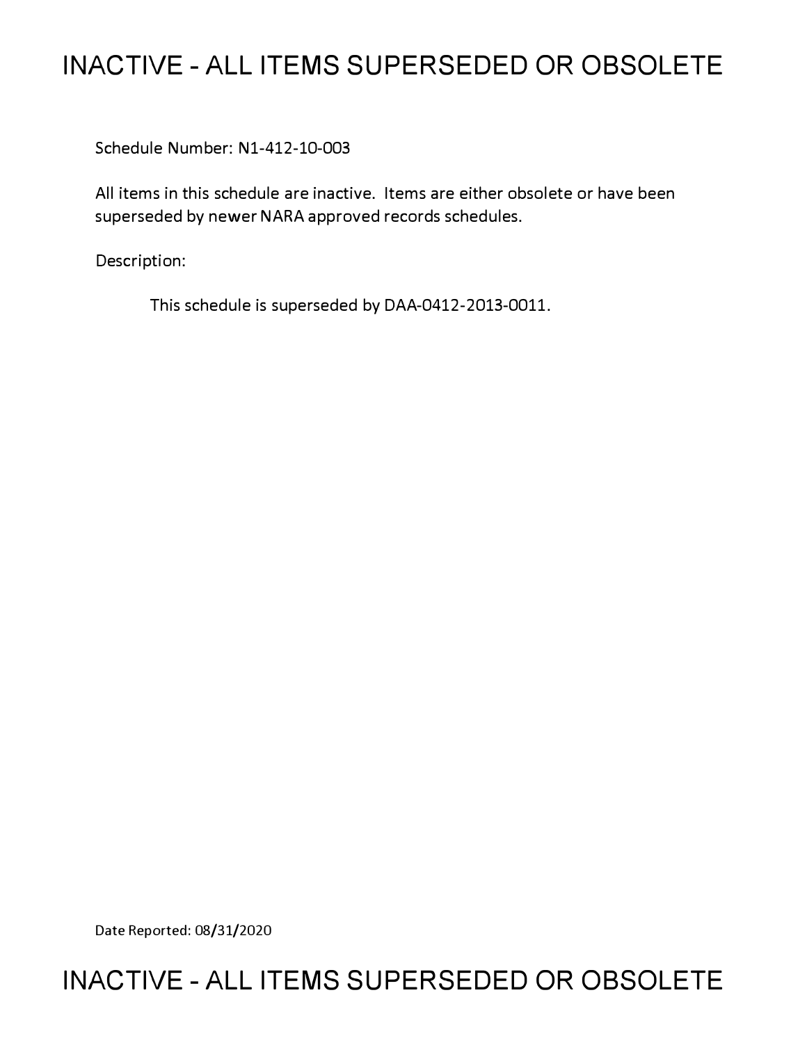# INACTIVE - ALL ITEMS SUPERSEDED OR OBSOLETE

Schedule Number: N1-412-10-003

All items in this schedule are inactive. Items are either obsolete or have been superseded by newer NARA approved records schedules.

Description:

This schedule is superseded by DAA-0412-2013-0011.

Date Reported: 08/31/2020

# INACTIVE - ALL ITEMS SUPERSEDED OR OBSOLETE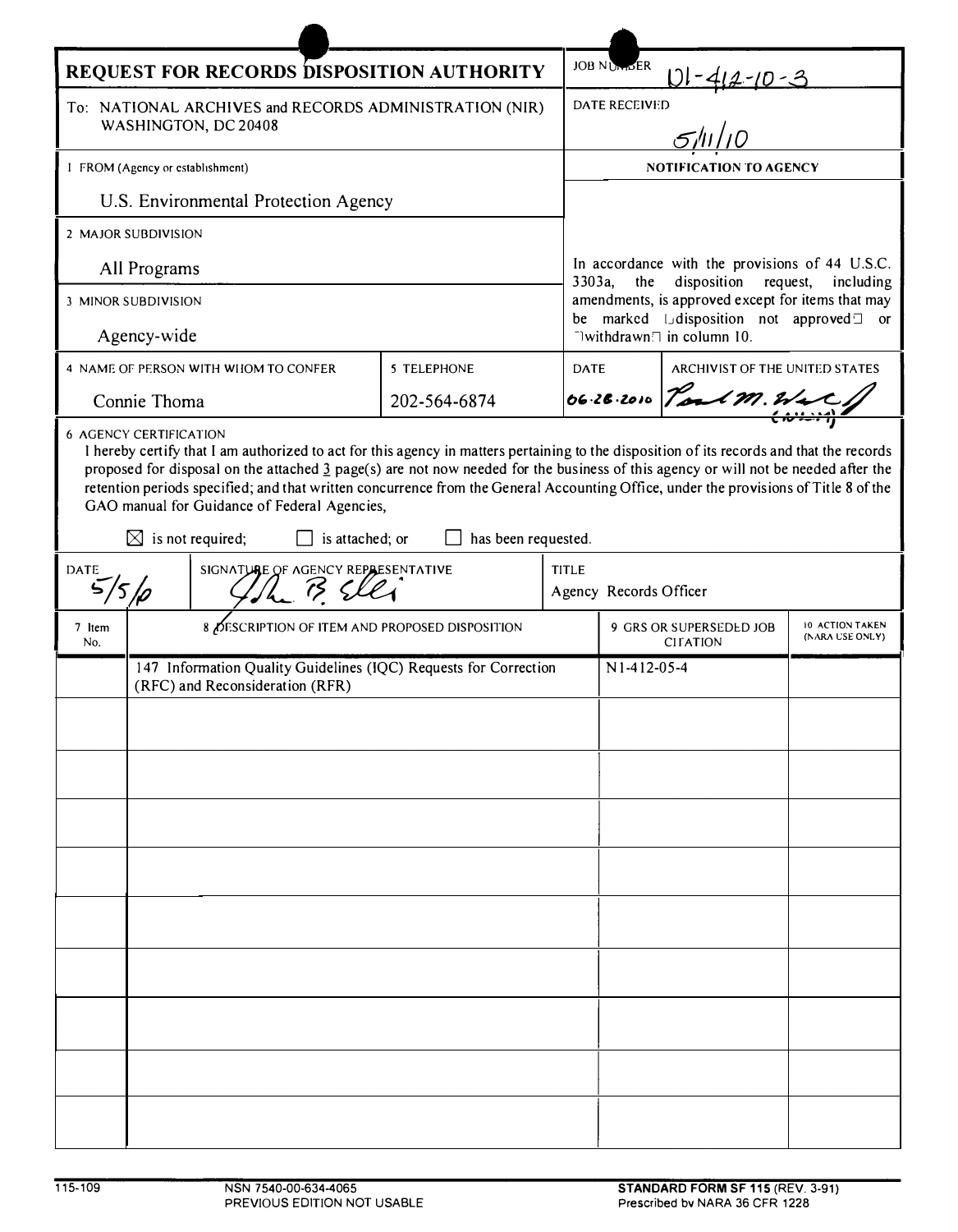# REQUEST FOR RECORDS DISPOSITION AUTHORITY

JOB NUMBER: N1-412-10-3

To: NATIONAL ARCHIVES and RECORDS ADMINISTRATION (NIR)
WASHINGTON, DC 20408

DATE RECEIVED: 5/11/10

1 FROM (Agency or establishment)

U.S. Environmental Protection Agency

2 MAJOR SUBDIVISION

All Programs

3 MINOR SUBDIVISION

Agency-wide

**NOTIFICATION TO AGENCY**

In accordance with the provisions of 44 U.S.C. 3303a, the disposition request, including amendments, is approved except for items that may be marked "disposition not approved" or "withdrawn" in column 10.

4 NAME OF PERSON WITH WHOM TO CONFER: Connie Thoma

5 TELEPHONE: 202-564-6874

DATE: 06.28.2010

ARCHIVIST OF THE UNITED STATES: Paul M. Wester

6 AGENCY CERTIFICATION

I hereby certify that I am authorized to act for this agency in matters pertaining to the disposition of its records and that the records proposed for disposal on the attached 3 page(s) are not now needed for the business of this agency or will not be needed after the retention periods specified; and that written concurrence from the General Accounting Office, under the provisions of Title 8 of the GAO manual for Guidance of Federal Agencies,

☒ is not required; ☐ is attached; or ☐ has been requested.

DATE: 5/5/10

SIGNATURE OF AGENCY REPRESENTATIVE: John B. Ellis

TITLE: Agency Records Officer

| 7 Item No. | 8 DESCRIPTION OF ITEM AND PROPOSED DISPOSITION | 9 GRS OR SUPERSEDED JOB CITATION | 10 ACTION TAKEN (NARA USE ONLY) |
|---|---|---|---|
| | 147 Information Quality Guidelines (IQC) Requests for Correction (RFC) and Reconsideration (RFR) | N1-412-05-4 | |

115-109 NSN 7540-00-634-4065
PREVIOUS EDITION NOT USABLE

STANDARD FORM SF 115 (REV. 3-91)
Prescribed by NARA 36 CFR 1228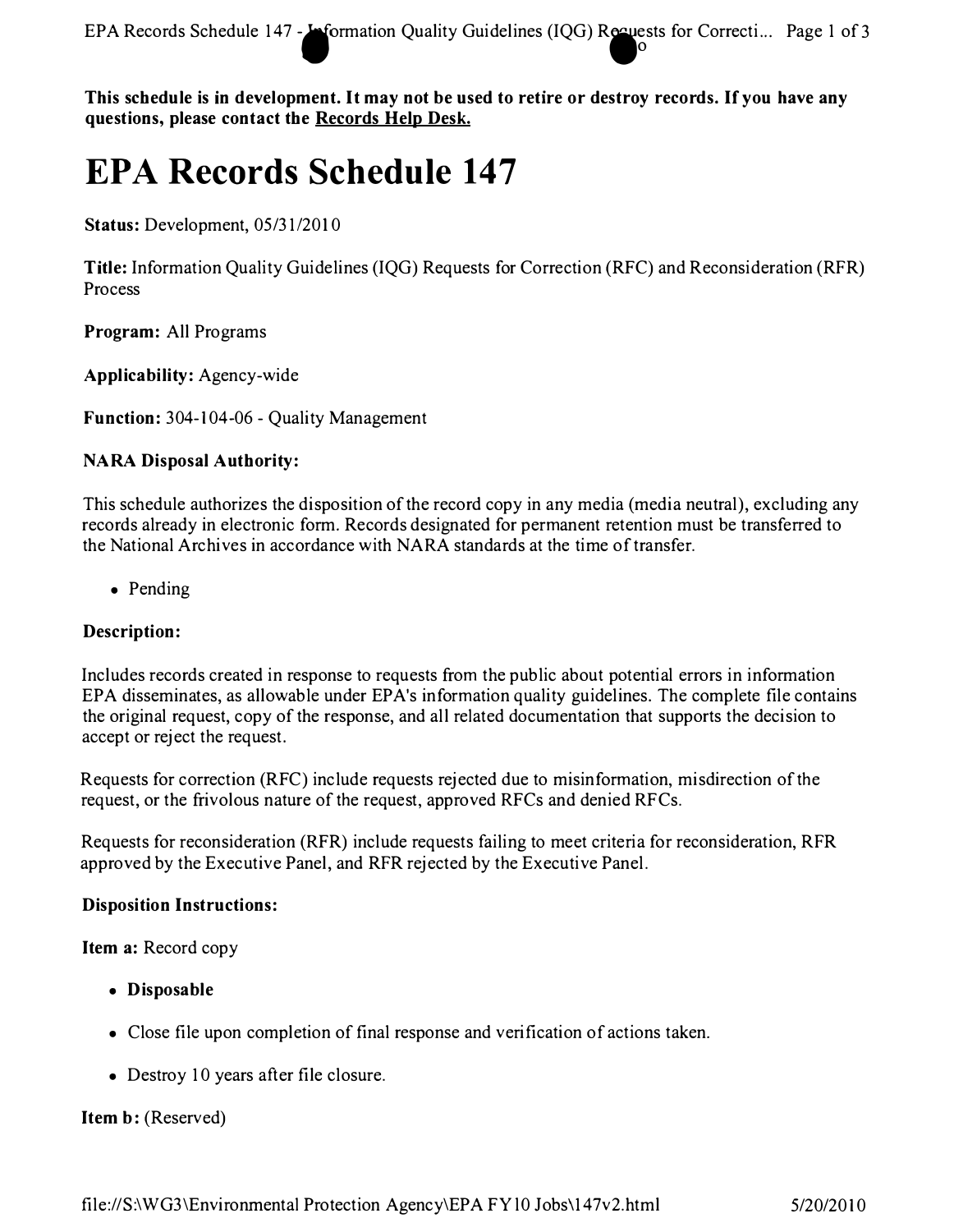**This schedule is in development. It may not be used to retire or destroy records. If you have any questions, please contact the Records Help Desk.**

# EPA Records Schedule 147

**Status:** Development, 05/31/2010

**Title:** Information Quality Guidelines (IQG) Requests for Correction (RFC) and Reconsideration (RFR) Process

**Program:** All Programs

**Applicability:** Agency-wide

**Function:** 304-104-06 - Quality Management

**NARA Disposal Authority:**

This schedule authorizes the disposition of the record copy in any media (media neutral), excluding any records already in electronic form. Records designated for permanent retention must be transferred to the National Archives in accordance with NARA standards at the time of transfer.

- Pending

**Description:**

Includes records created in response to requests from the public about potential errors in information EPA disseminates, as allowable under EPA's information quality guidelines. The complete file contains the original request, copy of the response, and all related documentation that supports the decision to accept or reject the request.

Requests for correction (RFC) include requests rejected due to misinformation, misdirection of the request, or the frivolous nature of the request, approved RFCs and denied RFCs.

Requests for reconsideration (RFR) include requests failing to meet criteria for reconsideration, RFR approved by the Executive Panel, and RFR rejected by the Executive Panel.

**Disposition Instructions:**

**Item a:** Record copy

- **Disposable**
- Close file upon completion of final response and verification of actions taken.
- Destroy 10 years after file closure.

**Item b:** (Reserved)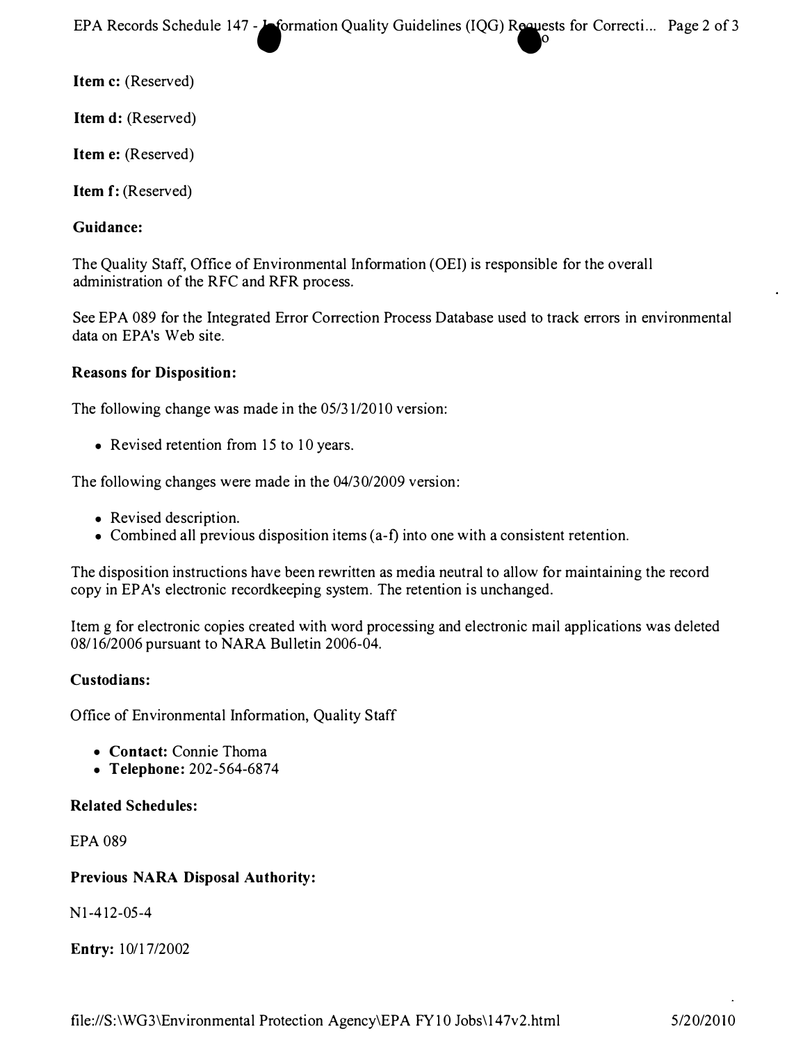**Item c:** (Reserved)

**Item d:** (Reserved)

**Item e:** (Reserved)

**Item f:** (Reserved)

**Guidance:**

The Quality Staff, Office of Environmental Information (OEI) is responsible for the overall administration of the RFC and RFR process.

See EPA 089 for the Integrated Error Correction Process Database used to track errors in environmental data on EPA's Web site.

**Reasons for Disposition:**

The following change was made in the 05/31/2010 version:

- Revised retention from 15 to 10 years.

The following changes were made in the 04/30/2009 version:

- Revised description.
- Combined all previous disposition items (a-f) into one with a consistent retention.

The disposition instructions have been rewritten as media neutral to allow for maintaining the record copy in EPA's electronic recordkeeping system. The retention is unchanged.

Item g for electronic copies created with word processing and electronic mail applications was deleted 08/16/2006 pursuant to NARA Bulletin 2006-04.

**Custodians:**

Office of Environmental Information, Quality Staff

- **Contact:** Connie Thoma
- **Telephone:** 202-564-6874

**Related Schedules:**

EPA 089

**Previous NARA Disposal Authority:**

N1-412-05-4

**Entry:** 10/17/2002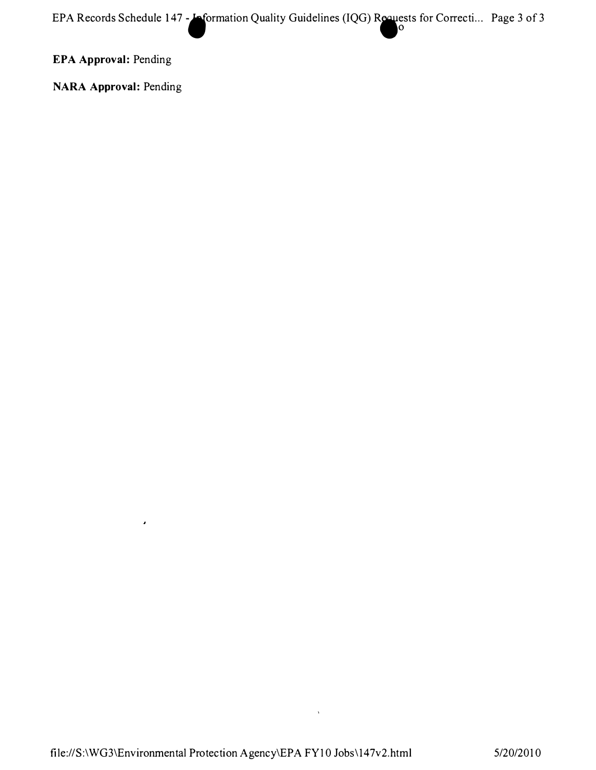**EPA Approval:** Pending

**NARA Approval:** Pending